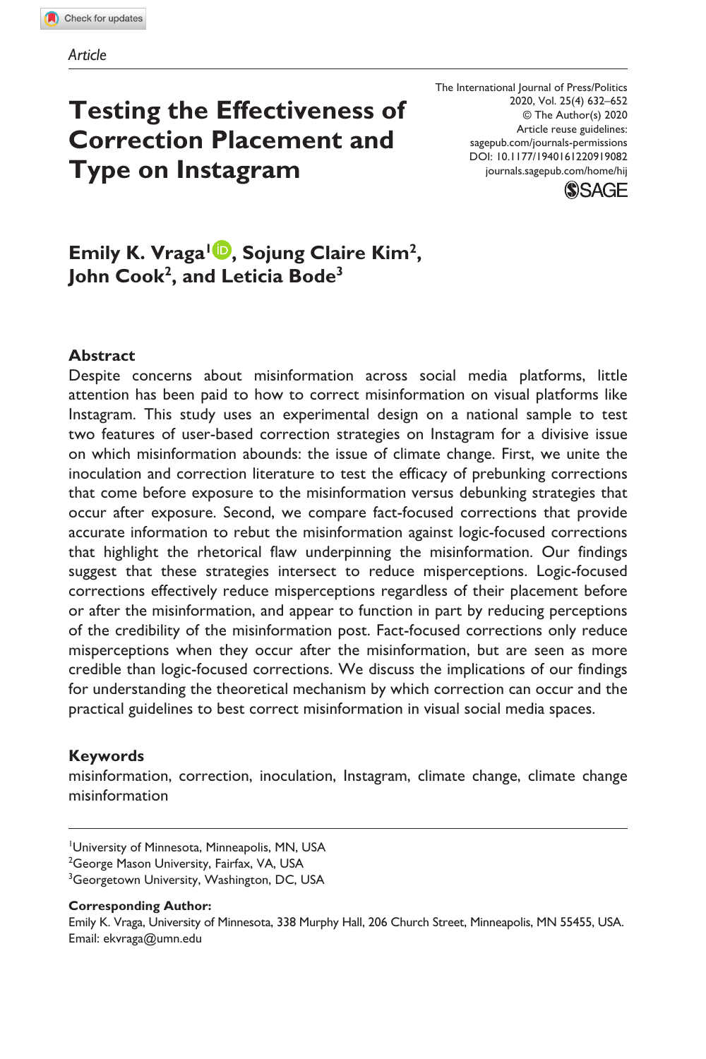Article

# Testing the Effectiveness of Correction Placement and Type on Instagram

The International Journal of Press/Politics
2020, Vol. 25(4) 632–652
© The Author(s) 2020
Article reuse guidelines:
sagepub.com/journals-permissions
DOI: 10.1177/1940161220919082
journals.sagepub.com/home/hij

**Emily K. Vraga[1], Sojung Claire Kim[2], John Cook[2], and Leticia Bode[3]**

## Abstract

Despite concerns about misinformation across social media platforms, little attention has been paid to how to correct misinformation on visual platforms like Instagram. This study uses an experimental design on a national sample to test two features of user-based correction strategies on Instagram for a divisive issue on which misinformation abounds: the issue of climate change. First, we unite the inoculation and correction literature to test the efficacy of prebunking corrections that come before exposure to the misinformation versus debunking strategies that occur after exposure. Second, we compare fact-focused corrections that provide accurate information to rebut the misinformation against logic-focused corrections that highlight the rhetorical flaw underpinning the misinformation. Our findings suggest that these strategies intersect to reduce misperceptions. Logic-focused corrections effectively reduce misperceptions regardless of their placement before or after the misinformation, and appear to function in part by reducing perceptions of the credibility of the misinformation post. Fact-focused corrections only reduce misperceptions when they occur after the misinformation, but are seen as more credible than logic-focused corrections. We discuss the implications of our findings for understanding the theoretical mechanism by which correction can occur and the practical guidelines to best correct misinformation in visual social media spaces.

## Keywords

misinformation, correction, inoculation, Instagram, climate change, climate change misinformation

---

[1]University of Minnesota, Minneapolis, MN, USA
[2]George Mason University, Fairfax, VA, USA
[3]Georgetown University, Washington, DC, USA

**Corresponding Author:**
Emily K. Vraga, University of Minnesota, 338 Murphy Hall, 206 Church Street, Minneapolis, MN 55455, USA.
Email: ekvraga@umn.edu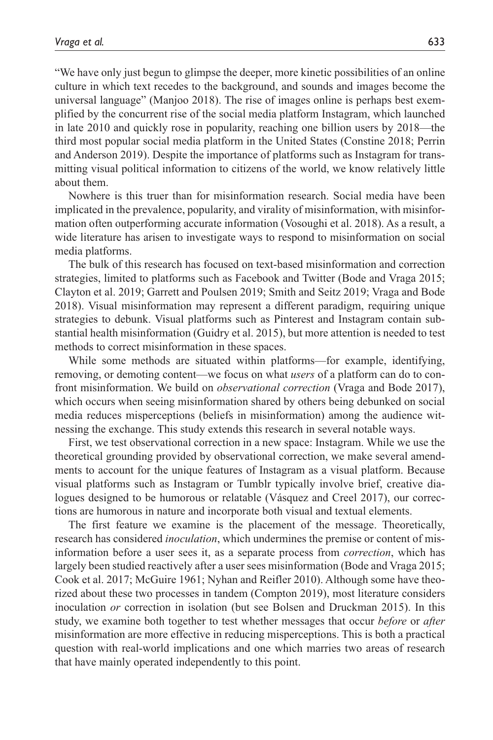"We have only just begun to glimpse the deeper, more kinetic possibilities of an online culture in which text recedes to the background, and sounds and images become the universal language" (Manjoo 2018). The rise of images online is perhaps best exemplified by the concurrent rise of the social media platform Instagram, which launched in late 2010 and quickly rose in popularity, reaching one billion users by 2018—the third most popular social media platform in the United States (Constine 2018; Perrin and Anderson 2019). Despite the importance of platforms such as Instagram for transmitting visual political information to citizens of the world, we know relatively little about them.

Nowhere is this truer than for misinformation research. Social media have been implicated in the prevalence, popularity, and virality of misinformation, with misinformation often outperforming accurate information (Vosoughi et al. 2018). As a result, a wide literature has arisen to investigate ways to respond to misinformation on social media platforms.

The bulk of this research has focused on text-based misinformation and correction strategies, limited to platforms such as Facebook and Twitter (Bode and Vraga 2015; Clayton et al. 2019; Garrett and Poulsen 2019; Smith and Seitz 2019; Vraga and Bode 2018). Visual misinformation may represent a different paradigm, requiring unique strategies to debunk. Visual platforms such as Pinterest and Instagram contain substantial health misinformation (Guidry et al. 2015), but more attention is needed to test methods to correct misinformation in these spaces.

While some methods are situated within platforms—for example, identifying, removing, or demoting content—we focus on what *users* of a platform can do to confront misinformation. We build on *observational correction* (Vraga and Bode 2017), which occurs when seeing misinformation shared by others being debunked on social media reduces misperceptions (beliefs in misinformation) among the audience witnessing the exchange. This study extends this research in several notable ways.

First, we test observational correction in a new space: Instagram. While we use the theoretical grounding provided by observational correction, we make several amendments to account for the unique features of Instagram as a visual platform. Because visual platforms such as Instagram or Tumblr typically involve brief, creative dialogues designed to be humorous or relatable (Vásquez and Creel 2017), our corrections are humorous in nature and incorporate both visual and textual elements.

The first feature we examine is the placement of the message. Theoretically, research has considered *inoculation*, which undermines the premise or content of misinformation before a user sees it, as a separate process from *correction*, which has largely been studied reactively after a user sees misinformation (Bode and Vraga 2015; Cook et al. 2017; McGuire 1961; Nyhan and Reifler 2010). Although some have theorized about these two processes in tandem (Compton 2019), most literature considers inoculation *or* correction in isolation (but see Bolsen and Druckman 2015). In this study, we examine both together to test whether messages that occur *before* or *after* misinformation are more effective in reducing misperceptions. This is both a practical question with real-world implications and one which marries two areas of research that have mainly operated independently to this point.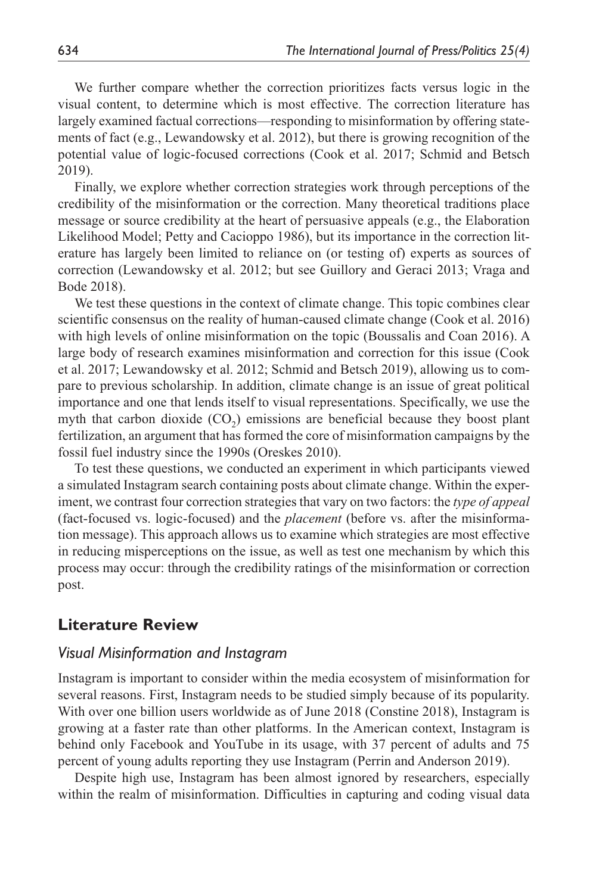We further compare whether the correction prioritizes facts versus logic in the visual content, to determine which is most effective. The correction literature has largely examined factual corrections—responding to misinformation by offering statements of fact (e.g., Lewandowsky et al. 2012), but there is growing recognition of the potential value of logic-focused corrections (Cook et al. 2017; Schmid and Betsch 2019).

Finally, we explore whether correction strategies work through perceptions of the credibility of the misinformation or the correction. Many theoretical traditions place message or source credibility at the heart of persuasive appeals (e.g., the Elaboration Likelihood Model; Petty and Cacioppo 1986), but its importance in the correction literature has largely been limited to reliance on (or testing of) experts as sources of correction (Lewandowsky et al. 2012; but see Guillory and Geraci 2013; Vraga and Bode 2018).

We test these questions in the context of climate change. This topic combines clear scientific consensus on the reality of human-caused climate change (Cook et al. 2016) with high levels of online misinformation on the topic (Boussalis and Coan 2016). A large body of research examines misinformation and correction for this issue (Cook et al. 2017; Lewandowsky et al. 2012; Schmid and Betsch 2019), allowing us to compare to previous scholarship. In addition, climate change is an issue of great political importance and one that lends itself to visual representations. Specifically, we use the myth that carbon dioxide ($CO_2$) emissions are beneficial because they boost plant fertilization, an argument that has formed the core of misinformation campaigns by the fossil fuel industry since the 1990s (Oreskes 2010).

To test these questions, we conducted an experiment in which participants viewed a simulated Instagram search containing posts about climate change. Within the experiment, we contrast four correction strategies that vary on two factors: the *type of appeal* (fact-focused vs. logic-focused) and the *placement* (before vs. after the misinformation message). This approach allows us to examine which strategies are most effective in reducing misperceptions on the issue, as well as test one mechanism by which this process may occur: through the credibility ratings of the misinformation or correction post.

## Literature Review

### *Visual Misinformation and Instagram*

Instagram is important to consider within the media ecosystem of misinformation for several reasons. First, Instagram needs to be studied simply because of its popularity. With over one billion users worldwide as of June 2018 (Constine 2018), Instagram is growing at a faster rate than other platforms. In the American context, Instagram is behind only Facebook and YouTube in its usage, with 37 percent of adults and 75 percent of young adults reporting they use Instagram (Perrin and Anderson 2019).

Despite high use, Instagram has been almost ignored by researchers, especially within the realm of misinformation. Difficulties in capturing and coding visual data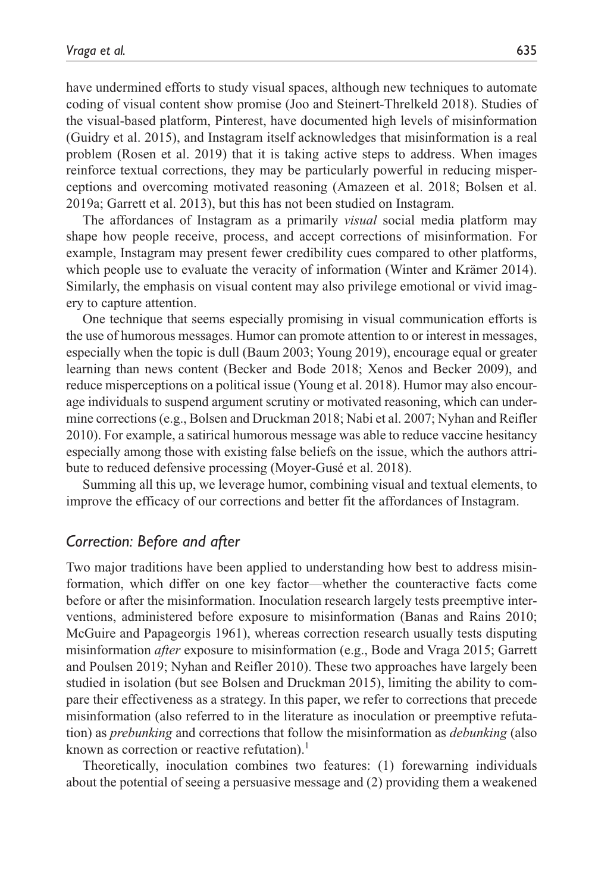have undermined efforts to study visual spaces, although new techniques to automate coding of visual content show promise (Joo and Steinert-Threlkeld 2018). Studies of the visual-based platform, Pinterest, have documented high levels of misinformation (Guidry et al. 2015), and Instagram itself acknowledges that misinformation is a real problem (Rosen et al. 2019) that it is taking active steps to address. When images reinforce textual corrections, they may be particularly powerful in reducing misperceptions and overcoming motivated reasoning (Amazeen et al. 2018; Bolsen et al. 2019a; Garrett et al. 2013), but this has not been studied on Instagram.

The affordances of Instagram as a primarily *visual* social media platform may shape how people receive, process, and accept corrections of misinformation. For example, Instagram may present fewer credibility cues compared to other platforms, which people use to evaluate the veracity of information (Winter and Krämer 2014). Similarly, the emphasis on visual content may also privilege emotional or vivid imagery to capture attention.

One technique that seems especially promising in visual communication efforts is the use of humorous messages. Humor can promote attention to or interest in messages, especially when the topic is dull (Baum 2003; Young 2019), encourage equal or greater learning than news content (Becker and Bode 2018; Xenos and Becker 2009), and reduce misperceptions on a political issue (Young et al. 2018). Humor may also encourage individuals to suspend argument scrutiny or motivated reasoning, which can undermine corrections (e.g., Bolsen and Druckman 2018; Nabi et al. 2007; Nyhan and Reifler 2010). For example, a satirical humorous message was able to reduce vaccine hesitancy especially among those with existing false beliefs on the issue, which the authors attribute to reduced defensive processing (Moyer-Gusé et al. 2018).

Summing all this up, we leverage humor, combining visual and textual elements, to improve the efficacy of our corrections and better fit the affordances of Instagram.

### *Correction: Before and after*

Two major traditions have been applied to understanding how best to address misinformation, which differ on one key factor—whether the counteractive facts come before or after the misinformation. Inoculation research largely tests preemptive interventions, administered before exposure to misinformation (Banas and Rains 2010; McGuire and Papageorgis 1961), whereas correction research usually tests disputing misinformation *after* exposure to misinformation (e.g., Bode and Vraga 2015; Garrett and Poulsen 2019; Nyhan and Reifler 2010). These two approaches have largely been studied in isolation (but see Bolsen and Druckman 2015), limiting the ability to compare their effectiveness as a strategy. In this paper, we refer to corrections that precede misinformation (also referred to in the literature as inoculation or preemptive refutation) as *prebunking* and corrections that follow the misinformation as *debunking* (also known as correction or reactive refutation).[1]

Theoretically, inoculation combines two features: (1) forewarning individuals about the potential of seeing a persuasive message and (2) providing them a weakened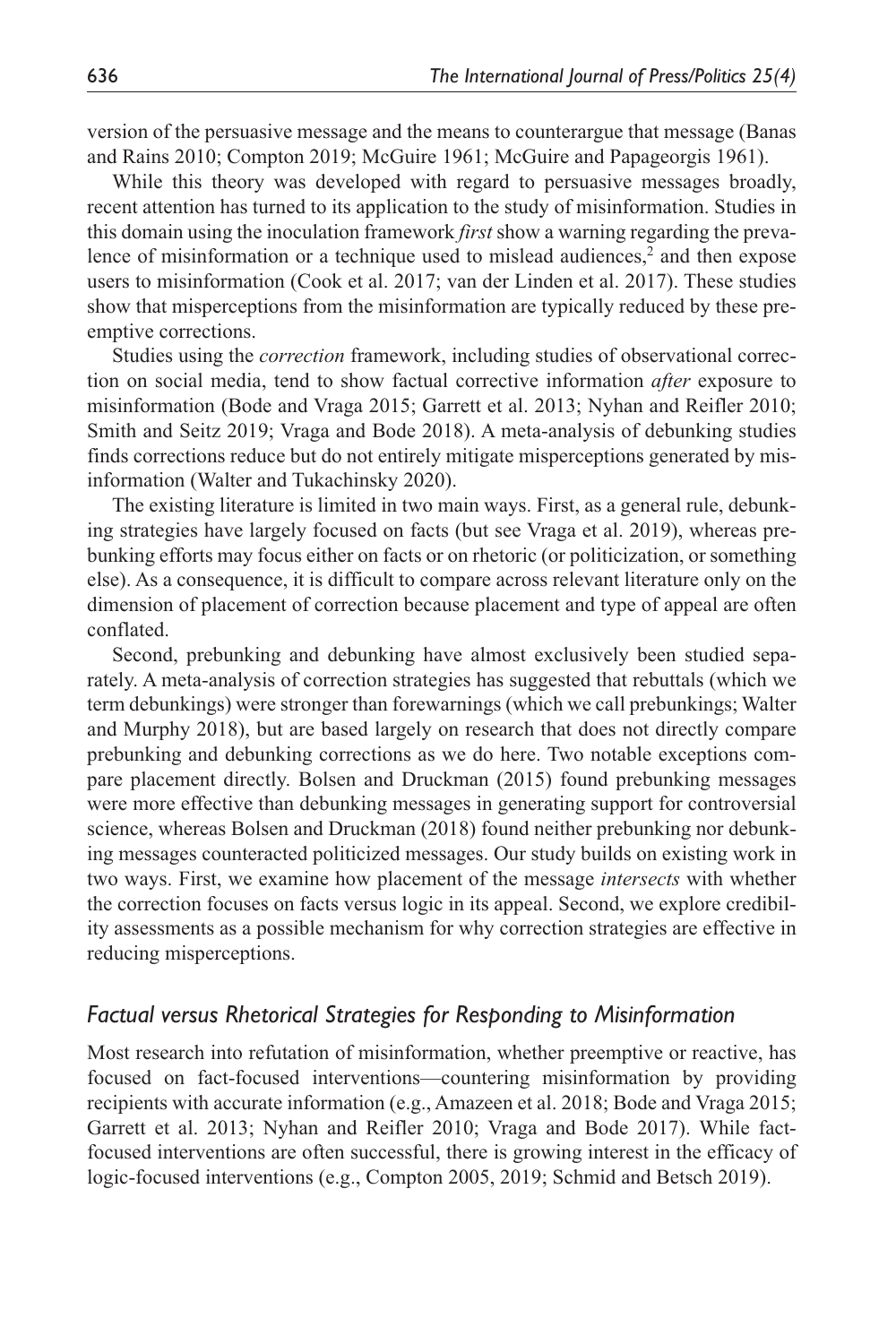version of the persuasive message and the means to counterargue that message (Banas and Rains 2010; Compton 2019; McGuire 1961; McGuire and Papageorgis 1961).

While this theory was developed with regard to persuasive messages broadly, recent attention has turned to its application to the study of misinformation. Studies in this domain using the inoculation framework *first* show a warning regarding the prevalence of misinformation or a technique used to mislead audiences,[2] and then expose users to misinformation (Cook et al. 2017; van der Linden et al. 2017). These studies show that misperceptions from the misinformation are typically reduced by these preemptive corrections.

Studies using the *correction* framework, including studies of observational correction on social media, tend to show factual corrective information *after* exposure to misinformation (Bode and Vraga 2015; Garrett et al. 2013; Nyhan and Reifler 2010; Smith and Seitz 2019; Vraga and Bode 2018). A meta-analysis of debunking studies finds corrections reduce but do not entirely mitigate misperceptions generated by misinformation (Walter and Tukachinsky 2020).

The existing literature is limited in two main ways. First, as a general rule, debunking strategies have largely focused on facts (but see Vraga et al. 2019), whereas prebunking efforts may focus either on facts or on rhetoric (or politicization, or something else). As a consequence, it is difficult to compare across relevant literature only on the dimension of placement of correction because placement and type of appeal are often conflated.

Second, prebunking and debunking have almost exclusively been studied separately. A meta-analysis of correction strategies has suggested that rebuttals (which we term debunkings) were stronger than forewarnings (which we call prebunkings; Walter and Murphy 2018), but are based largely on research that does not directly compare prebunking and debunking corrections as we do here. Two notable exceptions compare placement directly. Bolsen and Druckman (2015) found prebunking messages were more effective than debunking messages in generating support for controversial science, whereas Bolsen and Druckman (2018) found neither prebunking nor debunking messages counteracted politicized messages. Our study builds on existing work in two ways. First, we examine how placement of the message *intersects* with whether the correction focuses on facts versus logic in its appeal. Second, we explore credibility assessments as a possible mechanism for why correction strategies are effective in reducing misperceptions.

## *Factual versus Rhetorical Strategies for Responding to Misinformation*

Most research into refutation of misinformation, whether preemptive or reactive, has focused on fact-focused interventions—countering misinformation by providing recipients with accurate information (e.g., Amazeen et al. 2018; Bode and Vraga 2015; Garrett et al. 2013; Nyhan and Reifler 2010; Vraga and Bode 2017). While fact-focused interventions are often successful, there is growing interest in the efficacy of logic-focused interventions (e.g., Compton 2005, 2019; Schmid and Betsch 2019).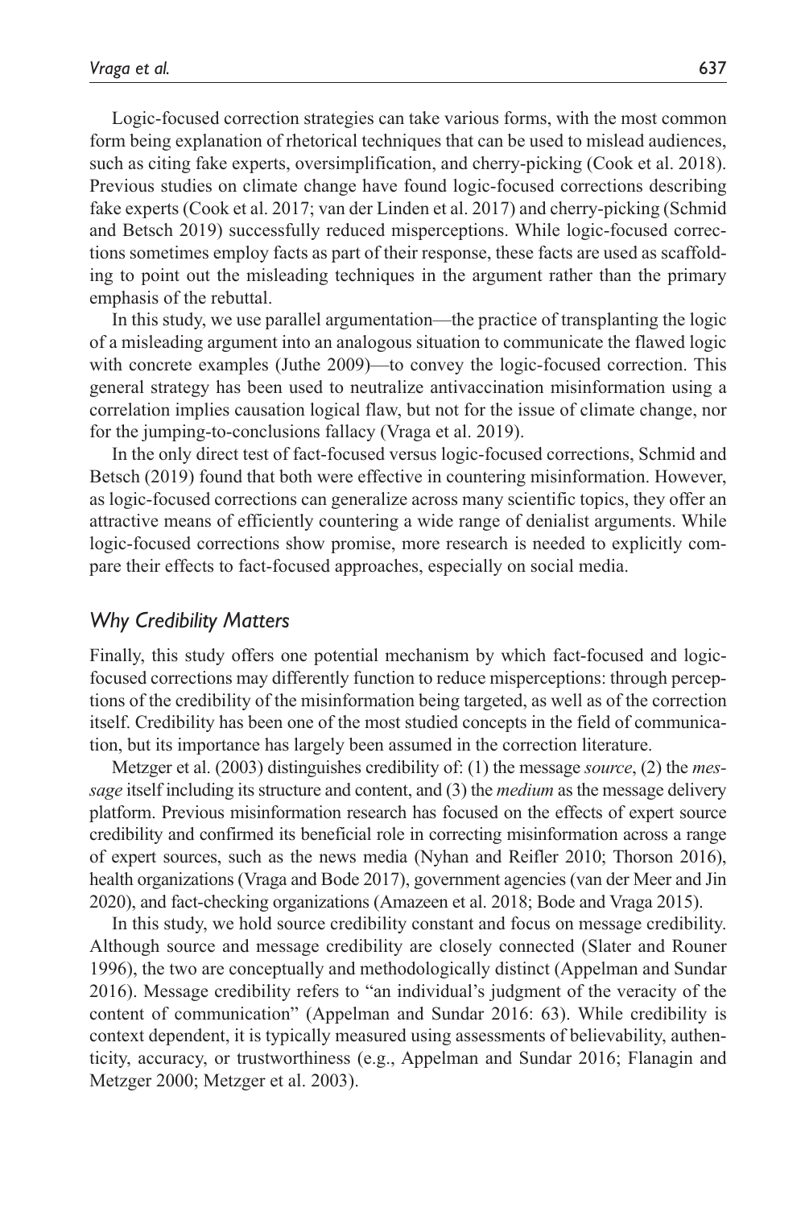Logic-focused correction strategies can take various forms, with the most common form being explanation of rhetorical techniques that can be used to mislead audiences, such as citing fake experts, oversimplification, and cherry-picking (Cook et al. 2018). Previous studies on climate change have found logic-focused corrections describing fake experts (Cook et al. 2017; van der Linden et al. 2017) and cherry-picking (Schmid and Betsch 2019) successfully reduced misperceptions. While logic-focused corrections sometimes employ facts as part of their response, these facts are used as scaffolding to point out the misleading techniques in the argument rather than the primary emphasis of the rebuttal.

In this study, we use parallel argumentation—the practice of transplanting the logic of a misleading argument into an analogous situation to communicate the flawed logic with concrete examples (Juthe 2009)—to convey the logic-focused correction. This general strategy has been used to neutralize antivaccination misinformation using a correlation implies causation logical flaw, but not for the issue of climate change, nor for the jumping-to-conclusions fallacy (Vraga et al. 2019).

In the only direct test of fact-focused versus logic-focused corrections, Schmid and Betsch (2019) found that both were effective in countering misinformation. However, as logic-focused corrections can generalize across many scientific topics, they offer an attractive means of efficiently countering a wide range of denialist arguments. While logic-focused corrections show promise, more research is needed to explicitly compare their effects to fact-focused approaches, especially on social media.

### *Why Credibility Matters*

Finally, this study offers one potential mechanism by which fact-focused and logic-focused corrections may differently function to reduce misperceptions: through perceptions of the credibility of the misinformation being targeted, as well as of the correction itself. Credibility has been one of the most studied concepts in the field of communication, but its importance has largely been assumed in the correction literature.

Metzger et al. (2003) distinguishes credibility of: (1) the message *source*, (2) the *message* itself including its structure and content, and (3) the *medium* as the message delivery platform. Previous misinformation research has focused on the effects of expert source credibility and confirmed its beneficial role in correcting misinformation across a range of expert sources, such as the news media (Nyhan and Reifler 2010; Thorson 2016), health organizations (Vraga and Bode 2017), government agencies (van der Meer and Jin 2020), and fact-checking organizations (Amazeen et al. 2018; Bode and Vraga 2015).

In this study, we hold source credibility constant and focus on message credibility. Although source and message credibility are closely connected (Slater and Rouner 1996), the two are conceptually and methodologically distinct (Appelman and Sundar 2016). Message credibility refers to "an individual's judgment of the veracity of the content of communication" (Appelman and Sundar 2016: 63). While credibility is context dependent, it is typically measured using assessments of believability, authenticity, accuracy, or trustworthiness (e.g., Appelman and Sundar 2016; Flanagin and Metzger 2000; Metzger et al. 2003).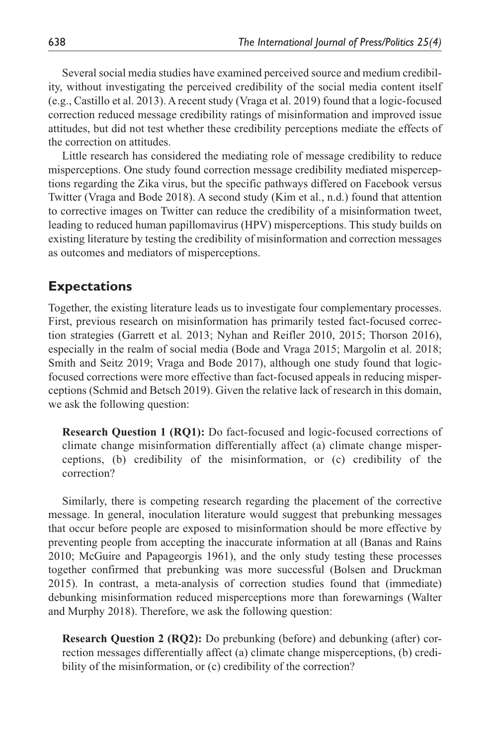Several social media studies have examined perceived source and medium credibility, without investigating the perceived credibility of the social media content itself (e.g., Castillo et al. 2013). A recent study (Vraga et al. 2019) found that a logic-focused correction reduced message credibility ratings of misinformation and improved issue attitudes, but did not test whether these credibility perceptions mediate the effects of the correction on attitudes.

Little research has considered the mediating role of message credibility to reduce misperceptions. One study found correction message credibility mediated misperceptions regarding the Zika virus, but the specific pathways differed on Facebook versus Twitter (Vraga and Bode 2018). A second study (Kim et al., n.d.) found that attention to corrective images on Twitter can reduce the credibility of a misinformation tweet, leading to reduced human papillomavirus (HPV) misperceptions. This study builds on existing literature by testing the credibility of misinformation and correction messages as outcomes and mediators of misperceptions.

## Expectations

Together, the existing literature leads us to investigate four complementary processes. First, previous research on misinformation has primarily tested fact-focused correction strategies (Garrett et al. 2013; Nyhan and Reifler 2010, 2015; Thorson 2016), especially in the realm of social media (Bode and Vraga 2015; Margolin et al. 2018; Smith and Seitz 2019; Vraga and Bode 2017), although one study found that logic-focused corrections were more effective than fact-focused appeals in reducing misperceptions (Schmid and Betsch 2019). Given the relative lack of research in this domain, we ask the following question:

> **Research Question 1 (RQ1):** Do fact-focused and logic-focused corrections of climate change misinformation differentially affect (a) climate change misperceptions, (b) credibility of the misinformation, or (c) credibility of the correction?

Similarly, there is competing research regarding the placement of the corrective message. In general, inoculation literature would suggest that prebunking messages that occur before people are exposed to misinformation should be more effective by preventing people from accepting the inaccurate information at all (Banas and Rains 2010; McGuire and Papageorgis 1961), and the only study testing these processes together confirmed that prebunking was more successful (Bolsen and Druckman 2015). In contrast, a meta-analysis of correction studies found that (immediate) debunking misinformation reduced misperceptions more than forewarnings (Walter and Murphy 2018). Therefore, we ask the following question:

> **Research Question 2 (RQ2):** Do prebunking (before) and debunking (after) correction messages differentially affect (a) climate change misperceptions, (b) credibility of the misinformation, or (c) credibility of the correction?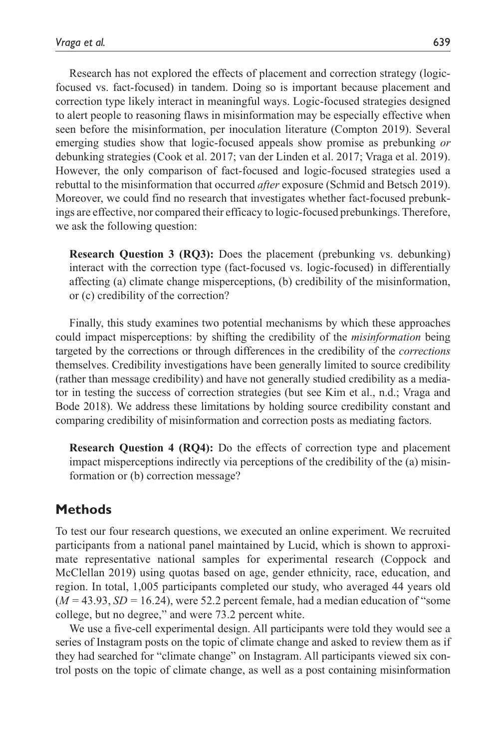Research has not explored the effects of placement and correction strategy (logic-focused vs. fact-focused) in tandem. Doing so is important because placement and correction type likely interact in meaningful ways. Logic-focused strategies designed to alert people to reasoning flaws in misinformation may be especially effective when seen before the misinformation, per inoculation literature (Compton 2019). Several emerging studies show that logic-focused appeals show promise as prebunking *or* debunking strategies (Cook et al. 2017; van der Linden et al. 2017; Vraga et al. 2019). However, the only comparison of fact-focused and logic-focused strategies used a rebuttal to the misinformation that occurred *after* exposure (Schmid and Betsch 2019). Moreover, we could find no research that investigates whether fact-focused prebunkings are effective, nor compared their efficacy to logic-focused prebunkings. Therefore, we ask the following question:

> **Research Question 3 (RQ3):** Does the placement (prebunking vs. debunking) interact with the correction type (fact-focused vs. logic-focused) in differentially affecting (a) climate change misperceptions, (b) credibility of the misinformation, or (c) credibility of the correction?

Finally, this study examines two potential mechanisms by which these approaches could impact misperceptions: by shifting the credibility of the *misinformation* being targeted by the corrections or through differences in the credibility of the *corrections* themselves. Credibility investigations have been generally limited to source credibility (rather than message credibility) and have not generally studied credibility as a mediator in testing the success of correction strategies (but see Kim et al., n.d.; Vraga and Bode 2018). We address these limitations by holding source credibility constant and comparing credibility of misinformation and correction posts as mediating factors.

> **Research Question 4 (RQ4):** Do the effects of correction type and placement impact misperceptions indirectly via perceptions of the credibility of the (a) misinformation or (b) correction message?

## Methods

To test our four research questions, we executed an online experiment. We recruited participants from a national panel maintained by Lucid, which is shown to approximate representative national samples for experimental research (Coppock and McClellan 2019) using quotas based on age, gender ethnicity, race, education, and region. In total, 1,005 participants completed our study, who averaged 44 years old ($M$ = 43.93, $SD$ = 16.24), were 52.2 percent female, had a median education of "some college, but no degree," and were 73.2 percent white.

We use a five-cell experimental design. All participants were told they would see a series of Instagram posts on the topic of climate change and asked to review them as if they had searched for "climate change" on Instagram. All participants viewed six control posts on the topic of climate change, as well as a post containing misinformation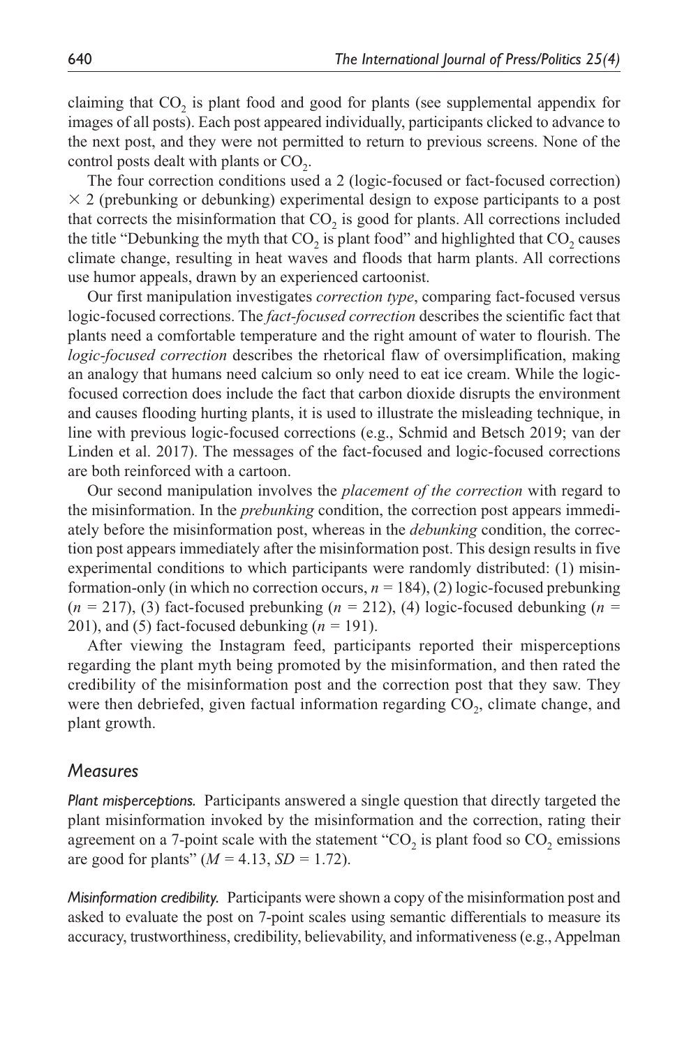claiming that $CO_2$ is plant food and good for plants (see supplemental appendix for images of all posts). Each post appeared individually, participants clicked to advance to the next post, and they were not permitted to return to previous screens. None of the control posts dealt with plants or $CO_2$.

The four correction conditions used a 2 (logic-focused or fact-focused correction) $\times$ 2 (prebunking or debunking) experimental design to expose participants to a post that corrects the misinformation that $CO_2$ is good for plants. All corrections included the title "Debunking the myth that $CO_2$ is plant food" and highlighted that $CO_2$ causes climate change, resulting in heat waves and floods that harm plants. All corrections use humor appeals, drawn by an experienced cartoonist.

Our first manipulation investigates *correction type*, comparing fact-focused versus logic-focused corrections. The *fact-focused correction* describes the scientific fact that plants need a comfortable temperature and the right amount of water to flourish. The *logic-focused correction* describes the rhetorical flaw of oversimplification, making an analogy that humans need calcium so only need to eat ice cream. While the logic-focused correction does include the fact that carbon dioxide disrupts the environment and causes flooding hurting plants, it is used to illustrate the misleading technique, in line with previous logic-focused corrections (e.g., Schmid and Betsch 2019; van der Linden et al. 2017). The messages of the fact-focused and logic-focused corrections are both reinforced with a cartoon.

Our second manipulation involves the *placement of the correction* with regard to the misinformation. In the *prebunking* condition, the correction post appears immediately before the misinformation post, whereas in the *debunking* condition, the correction post appears immediately after the misinformation post. This design results in five experimental conditions to which participants were randomly distributed: (1) misinformation-only (in which no correction occurs, $n = 184$), (2) logic-focused prebunking ($n = 217$), (3) fact-focused prebunking ($n = 212$), (4) logic-focused debunking ($n = 201$), and (5) fact-focused debunking ($n = 191$).

After viewing the Instagram feed, participants reported their misperceptions regarding the plant myth being promoted by the misinformation, and then rated the credibility of the misinformation post and the correction post that they saw. They were then debriefed, given factual information regarding $CO_2$, climate change, and plant growth.

## Measures

*Plant misperceptions.* Participants answered a single question that directly targeted the plant misinformation invoked by the misinformation and the correction, rating their agreement on a 7-point scale with the statement "$CO_2$ is plant food so $CO_2$ emissions are good for plants" ($M = 4.13$, $SD = 1.72$).

*Misinformation credibility.* Participants were shown a copy of the misinformation post and asked to evaluate the post on 7-point scales using semantic differentials to measure its accuracy, trustworthiness, credibility, believability, and informativeness (e.g., Appelman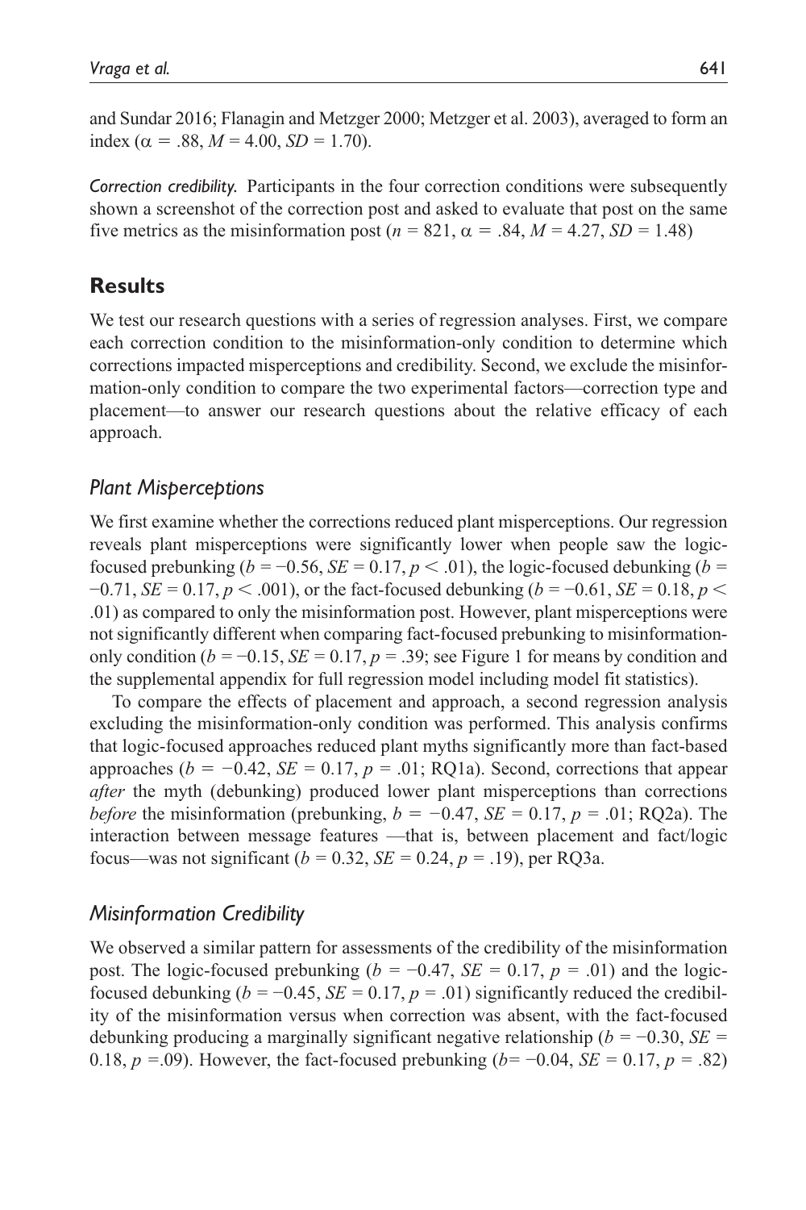and Sundar 2016; Flanagin and Metzger 2000; Metzger et al. 2003), averaged to form an index ($\alpha = .88$, $M = 4.00$, $SD = 1.70$).

*Correction credibility.* Participants in the four correction conditions were subsequently shown a screenshot of the correction post and asked to evaluate that post on the same five metrics as the misinformation post ($n = 821$, $\alpha = .84$, $M = 4.27$, $SD = 1.48$)

## Results

We test our research questions with a series of regression analyses. First, we compare each correction condition to the misinformation-only condition to determine which corrections impacted misperceptions and credibility. Second, we exclude the misinformation-only condition to compare the two experimental factors—correction type and placement—to answer our research questions about the relative efficacy of each approach.

### Plant Misperceptions

We first examine whether the corrections reduced plant misperceptions. Our regression reveals plant misperceptions were significantly lower when people saw the logic-focused prebunking ($b = -0.56$, $SE = 0.17$, $p < .01$), the logic-focused debunking ($b = -0.71$, $SE = 0.17$, $p < .001$), or the fact-focused debunking ($b = -0.61$, $SE = 0.18$, $p < .01$) as compared to only the misinformation post. However, plant misperceptions were not significantly different when comparing fact-focused prebunking to misinformation-only condition ($b = -0.15$, $SE = 0.17$, $p = .39$; see Figure 1 for means by condition and the supplemental appendix for full regression model including model fit statistics).

To compare the effects of placement and approach, a second regression analysis excluding the misinformation-only condition was performed. This analysis confirms that logic-focused approaches reduced plant myths significantly more than fact-based approaches ($b = -0.42$, $SE = 0.17$, $p = .01$; RQ1a). Second, corrections that appear *after* the myth (debunking) produced lower plant misperceptions than corrections *before* the misinformation (prebunking, $b = -0.47$, $SE = 0.17$, $p = .01$; RQ2a). The interaction between message features —that is, between placement and fact/logic focus—was not significant ($b = 0.32$, $SE = 0.24$, $p = .19$), per RQ3a.

### Misinformation Credibility

We observed a similar pattern for assessments of the credibility of the misinformation post. The logic-focused prebunking ($b = -0.47$, $SE = 0.17$, $p = .01$) and the logic-focused debunking ($b = -0.45$, $SE = 0.17$, $p = .01$) significantly reduced the credibility of the misinformation versus when correction was absent, with the fact-focused debunking producing a marginally significant negative relationship ($b = -0.30$, $SE = 0.18$, $p = .09$). However, the fact-focused prebunking ($b = -0.04$, $SE = 0.17$, $p = .82$)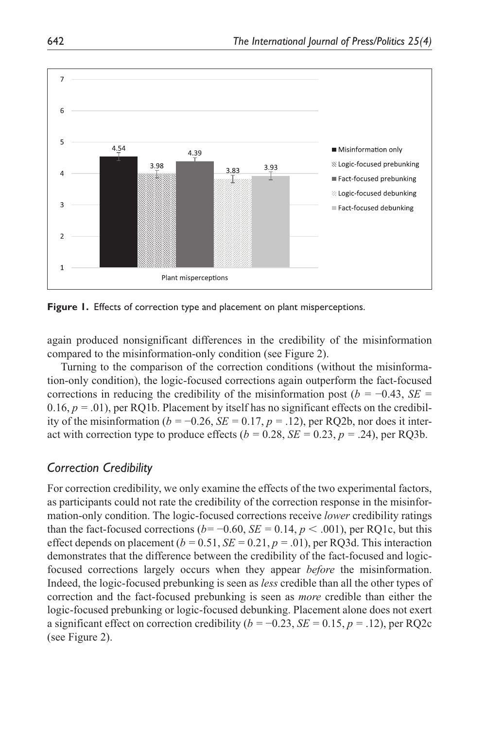**Figure 1.** Effects of correction type and placement on plant misperceptions.

again produced nonsignificant differences in the credibility of the misinformation compared to the misinformation-only condition (see Figure 2).

Turning to the comparison of the correction conditions (without the misinformation-only condition), the logic-focused corrections again outperform the fact-focused corrections in reducing the credibility of the misinformation post ($b = -0.43$, $SE = 0.16$, $p = .01$), per RQ1b. Placement by itself has no significant effects on the credibility of the misinformation ($b = -0.26$, $SE = 0.17$, $p = .12$), per RQ2b, nor does it interact with correction type to produce effects ($b = 0.28$, $SE = 0.23$, $p = .24$), per RQ3b.

## *Correction Credibility*

For correction credibility, we only examine the effects of the two experimental factors, as participants could not rate the credibility of the correction response in the misinformation-only condition. The logic-focused corrections receive *lower* credibility ratings than the fact-focused corrections ($b = -0.60$, $SE = 0.14$, $p < .001$), per RQ1c, but this effect depends on placement ($b = 0.51$, $SE = 0.21$, $p = .01$), per RQ3d. This interaction demonstrates that the difference between the credibility of the fact-focused and logic-focused corrections largely occurs when they appear *before* the misinformation. Indeed, the logic-focused prebunking is seen as *less* credible than all the other types of correction and the fact-focused prebunking is seen as *more* credible than either the logic-focused prebunking or logic-focused debunking. Placement alone does not exert a significant effect on correction credibility ($b = -0.23$, $SE = 0.15$, $p = .12$), per RQ2c (see Figure 2).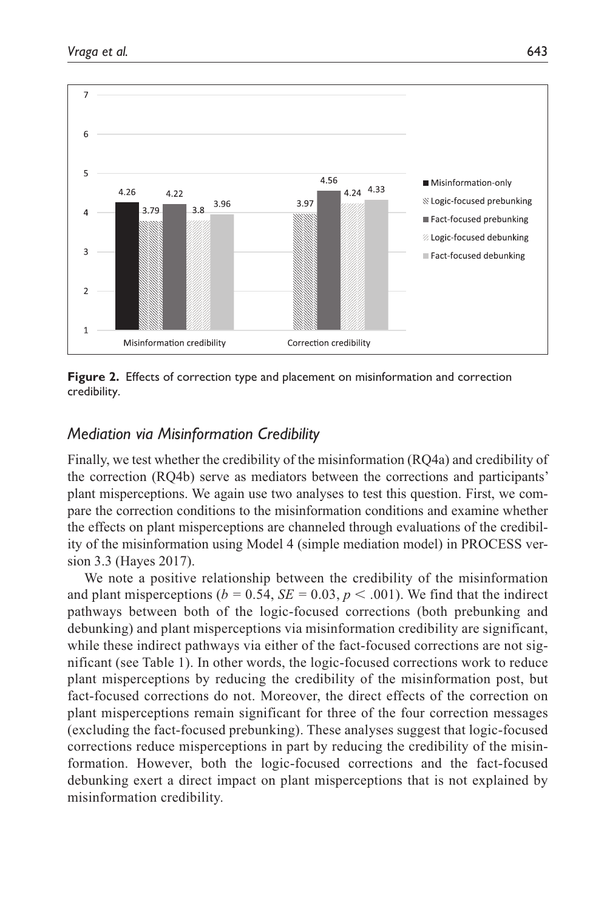**Figure 2.** Effects of correction type and placement on misinformation and correction credibility.

## *Mediation via Misinformation Credibility*

Finally, we test whether the credibility of the misinformation (RQ4a) and credibility of the correction (RQ4b) serve as mediators between the corrections and participants' plant misperceptions. We again use two analyses to test this question. First, we compare the correction conditions to the misinformation conditions and examine whether the effects on plant misperceptions are channeled through evaluations of the credibility of the misinformation using Model 4 (simple mediation model) in PROCESS version 3.3 (Hayes 2017).

We note a positive relationship between the credibility of the misinformation and plant misperceptions ($b = 0.54$, $SE = 0.03$, $p < .001$). We find that the indirect pathways between both of the logic-focused corrections (both prebunking and debunking) and plant misperceptions via misinformation credibility are significant, while these indirect pathways via either of the fact-focused corrections are not significant (see Table 1). In other words, the logic-focused corrections work to reduce plant misperceptions by reducing the credibility of the misinformation post, but fact-focused corrections do not. Moreover, the direct effects of the correction on plant misperceptions remain significant for three of the four correction messages (excluding the fact-focused prebunking). These analyses suggest that logic-focused corrections reduce misperceptions in part by reducing the credibility of the misinformation. However, both the logic-focused corrections and the fact-focused debunking exert a direct impact on plant misperceptions that is not explained by misinformation credibility.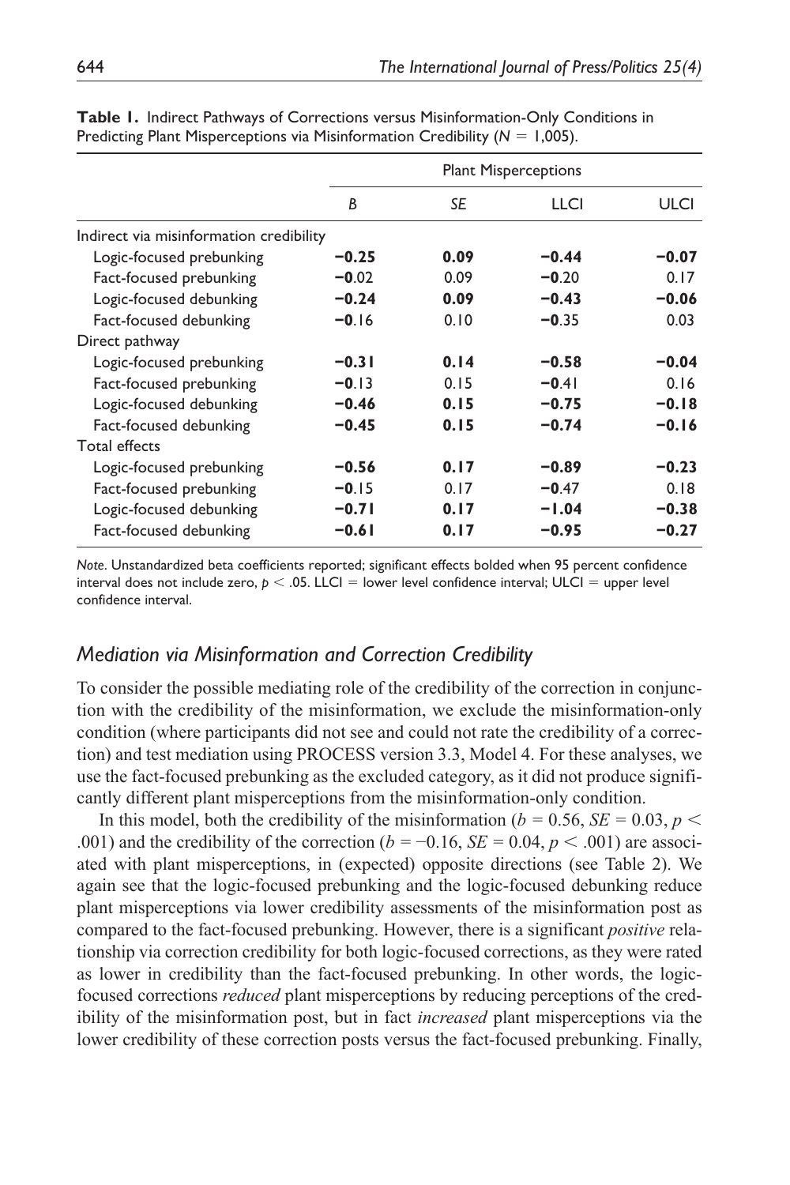**Table 1.** Indirect Pathways of Corrections versus Misinformation-Only Conditions in Predicting Plant Misperceptions via Misinformation Credibility ($N$ = 1,005).

| | Plant Misperceptions | | | |
|---|---|---|---|---|
| | *B* | *SE* | LLCI | ULCI |
| Indirect via misinformation credibility | | | | |
| Logic-focused prebunking | **−0.25** | **0.09** | **−0.44** | **−0.07** |
| Fact-focused prebunking | −0.02 | 0.09 | −0.20 | 0.17 |
| Logic-focused debunking | **−0.24** | **0.09** | **−0.43** | **−0.06** |
| Fact-focused debunking | −0.16 | 0.10 | −0.35 | 0.03 |
| Direct pathway | | | | |
| Logic-focused prebunking | **−0.31** | **0.14** | **−0.58** | **−0.04** |
| Fact-focused prebunking | −0.13 | 0.15 | −0.41 | 0.16 |
| Logic-focused debunking | **−0.46** | **0.15** | **−0.75** | **−0.18** |
| Fact-focused debunking | **−0.45** | **0.15** | **−0.74** | **−0.16** |
| Total effects | | | | |
| Logic-focused prebunking | **−0.56** | **0.17** | **−0.89** | **−0.23** |
| Fact-focused prebunking | −0.15 | 0.17 | −0.47 | 0.18 |
| Logic-focused debunking | **−0.71** | **0.17** | **−1.04** | **−0.38** |
| Fact-focused debunking | **−0.61** | **0.17** | **−0.95** | **−0.27** |

*Note*. Unstandardized beta coefficients reported; significant effects bolded when 95 percent confidence interval does not include zero, $p < .05$. LLCI = lower level confidence interval; ULCI = upper level confidence interval.

## *Mediation via Misinformation and Correction Credibility*

To consider the possible mediating role of the credibility of the correction in conjunction with the credibility of the misinformation, we exclude the misinformation-only condition (where participants did not see and could not rate the credibility of a correction) and test mediation using PROCESS version 3.3, Model 4. For these analyses, we use the fact-focused prebunking as the excluded category, as it did not produce significantly different plant misperceptions from the misinformation-only condition.

In this model, both the credibility of the misinformation ($b = 0.56$, $SE = 0.03$, $p < .001$) and the credibility of the correction ($b = -0.16$, $SE = 0.04$, $p < .001$) are associated with plant misperceptions, in (expected) opposite directions (see Table 2). We again see that the logic-focused prebunking and the logic-focused debunking reduce plant misperceptions via lower credibility assessments of the misinformation post as compared to the fact-focused prebunking. However, there is a significant *positive* relationship via correction credibility for both logic-focused corrections, as they were rated as lower in credibility than the fact-focused prebunking. In other words, the logic-focused corrections *reduced* plant misperceptions by reducing perceptions of the credibility of the misinformation post, but in fact *increased* plant misperceptions via the lower credibility of these correction posts versus the fact-focused prebunking. Finally,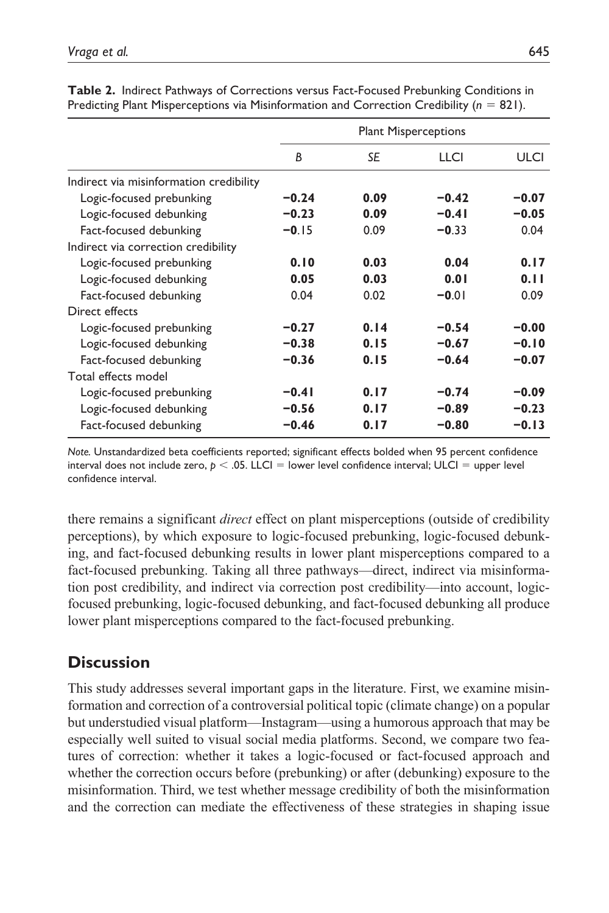**Table 2.** Indirect Pathways of Corrections versus Fact-Focused Prebunking Conditions in Predicting Plant Misperceptions via Misinformation and Correction Credibility ($n = 821$).

| | Plant Misperceptions | | | |
|---|---|---|---|---|
| | *B* | *SE* | LLCI | ULCI |
| Indirect via misinformation credibility | | | | |
| Logic-focused prebunking | **−0.24** | **0.09** | **−0.42** | **−0.07** |
| Logic-focused debunking | **−0.23** | **0.09** | **−0.41** | **−0.05** |
| Fact-focused debunking | −0.15 | 0.09 | −0.33 | 0.04 |
| Indirect via correction credibility | | | | |
| Logic-focused prebunking | **0.10** | **0.03** | **0.04** | **0.17** |
| Logic-focused debunking | **0.05** | **0.03** | **0.01** | **0.11** |
| Fact-focused debunking | 0.04 | 0.02 | −0.01 | 0.09 |
| Direct effects | | | | |
| Logic-focused prebunking | **−0.27** | **0.14** | **−0.54** | **−0.00** |
| Logic-focused debunking | **−0.38** | **0.15** | **−0.67** | **−0.10** |
| Fact-focused debunking | **−0.36** | **0.15** | **−0.64** | **−0.07** |
| Total effects model | | | | |
| Logic-focused prebunking | **−0.41** | **0.17** | **−0.74** | **−0.09** |
| Logic-focused debunking | **−0.56** | **0.17** | **−0.89** | **−0.23** |
| Fact-focused debunking | **−0.46** | **0.17** | **−0.80** | **−0.13** |

*Note.* Unstandardized beta coefficients reported; significant effects bolded when 95 percent confidence interval does not include zero, $p < .05$. LLCI = lower level confidence interval; ULCI = upper level confidence interval.

there remains a significant *direct* effect on plant misperceptions (outside of credibility perceptions), by which exposure to logic-focused prebunking, logic-focused debunking, and fact-focused debunking results in lower plant misperceptions compared to a fact-focused prebunking. Taking all three pathways—direct, indirect via misinformation post credibility, and indirect via correction post credibility—into account, logic-focused prebunking, logic-focused debunking, and fact-focused debunking all produce lower plant misperceptions compared to the fact-focused prebunking.

## Discussion

This study addresses several important gaps in the literature. First, we examine misinformation and correction of a controversial political topic (climate change) on a popular but understudied visual platform—Instagram—using a humorous approach that may be especially well suited to visual social media platforms. Second, we compare two features of correction: whether it takes a logic-focused or fact-focused approach and whether the correction occurs before (prebunking) or after (debunking) exposure to the misinformation. Third, we test whether message credibility of both the misinformation and the correction can mediate the effectiveness of these strategies in shaping issue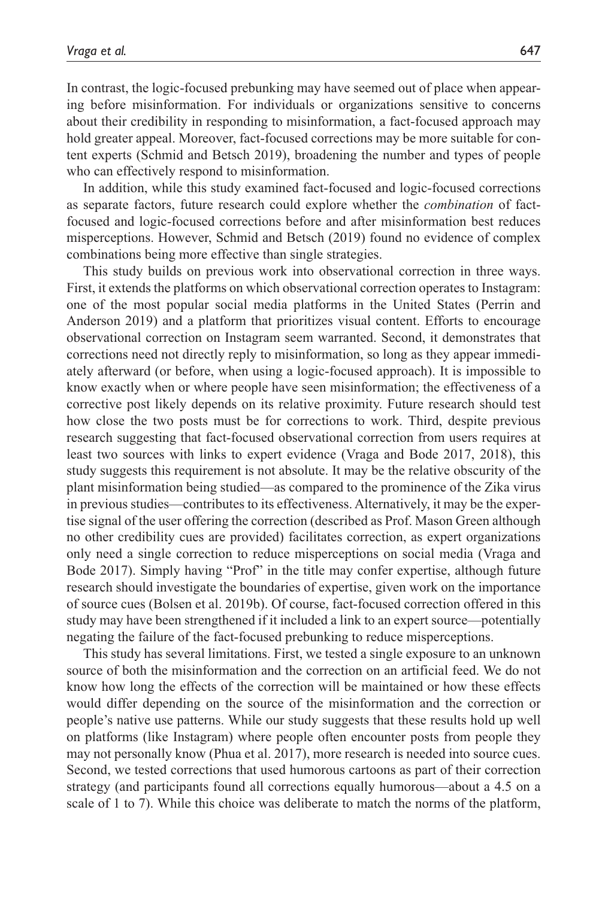In contrast, the logic-focused prebunking may have seemed out of place when appearing before misinformation. For individuals or organizations sensitive to concerns about their credibility in responding to misinformation, a fact-focused approach may hold greater appeal. Moreover, fact-focused corrections may be more suitable for content experts (Schmid and Betsch 2019), broadening the number and types of people who can effectively respond to misinformation.

In addition, while this study examined fact-focused and logic-focused corrections as separate factors, future research could explore whether the *combination* of fact-focused and logic-focused corrections before and after misinformation best reduces misperceptions. However, Schmid and Betsch (2019) found no evidence of complex combinations being more effective than single strategies.

This study builds on previous work into observational correction in three ways. First, it extends the platforms on which observational correction operates to Instagram: one of the most popular social media platforms in the United States (Perrin and Anderson 2019) and a platform that prioritizes visual content. Efforts to encourage observational correction on Instagram seem warranted. Second, it demonstrates that corrections need not directly reply to misinformation, so long as they appear immediately afterward (or before, when using a logic-focused approach). It is impossible to know exactly when or where people have seen misinformation; the effectiveness of a corrective post likely depends on its relative proximity. Future research should test how close the two posts must be for corrections to work. Third, despite previous research suggesting that fact-focused observational correction from users requires at least two sources with links to expert evidence (Vraga and Bode 2017, 2018), this study suggests this requirement is not absolute. It may be the relative obscurity of the plant misinformation being studied—as compared to the prominence of the Zika virus in previous studies—contributes to its effectiveness. Alternatively, it may be the expertise signal of the user offering the correction (described as Prof. Mason Green although no other credibility cues are provided) facilitates correction, as expert organizations only need a single correction to reduce misperceptions on social media (Vraga and Bode 2017). Simply having "Prof" in the title may confer expertise, although future research should investigate the boundaries of expertise, given work on the importance of source cues (Bolsen et al. 2019b). Of course, fact-focused correction offered in this study may have been strengthened if it included a link to an expert source—potentially negating the failure of the fact-focused prebunking to reduce misperceptions.

This study has several limitations. First, we tested a single exposure to an unknown source of both the misinformation and the correction on an artificial feed. We do not know how long the effects of the correction will be maintained or how these effects would differ depending on the source of the misinformation and the correction or people's native use patterns. While our study suggests that these results hold up well on platforms (like Instagram) where people often encounter posts from people they may not personally know (Phua et al. 2017), more research is needed into source cues. Second, we tested corrections that used humorous cartoons as part of their correction strategy (and participants found all corrections equally humorous—about a 4.5 on a scale of 1 to 7). While this choice was deliberate to match the norms of the platform,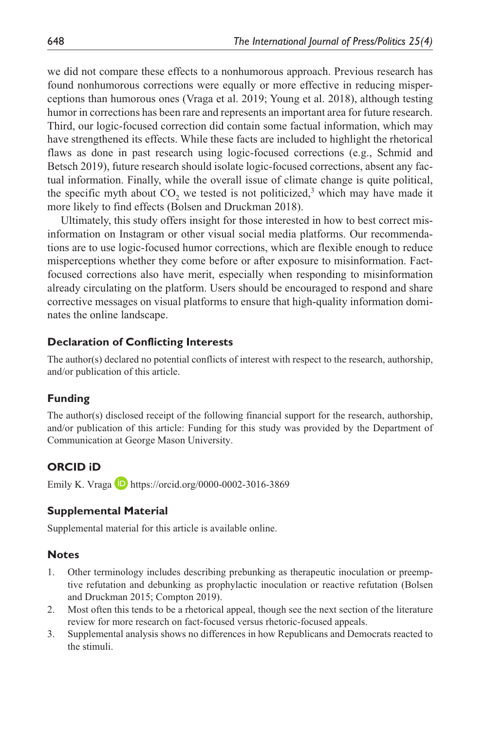we did not compare these effects to a nonhumorous approach. Previous research has found nonhumorous corrections were equally or more effective in reducing misperceptions than humorous ones (Vraga et al. 2019; Young et al. 2018), although testing humor in corrections has been rare and represents an important area for future research. Third, our logic-focused correction did contain some factual information, which may have strengthened its effects. While these facts are included to highlight the rhetorical flaws as done in past research using logic-focused corrections (e.g., Schmid and Betsch 2019), future research should isolate logic-focused corrections, absent any factual information. Finally, while the overall issue of climate change is quite political, the specific myth about $CO_2$ we tested is not politicized,[3] which may have made it more likely to find effects (Bolsen and Druckman 2018).

Ultimately, this study offers insight for those interested in how to best correct misinformation on Instagram or other visual social media platforms. Our recommendations are to use logic-focused humor corrections, which are flexible enough to reduce misperceptions whether they come before or after exposure to misinformation. Fact-focused corrections also have merit, especially when responding to misinformation already circulating on the platform. Users should be encouraged to respond and share corrective messages on visual platforms to ensure that high-quality information dominates the online landscape.

## Declaration of Conflicting Interests

The author(s) declared no potential conflicts of interest with respect to the research, authorship, and/or publication of this article.

## Funding

The author(s) disclosed receipt of the following financial support for the research, authorship, and/or publication of this article: Funding for this study was provided by the Department of Communication at George Mason University.

## ORCID iD

Emily K. Vraga https://orcid.org/0000-0002-3016-3869

## Supplemental Material

Supplemental material for this article is available online.

## Notes

1. Other terminology includes describing prebunking as therapeutic inoculation or preemptive refutation and debunking as prophylactic inoculation or reactive refutation (Bolsen and Druckman 2015; Compton 2019).
2. Most often this tends to be a rhetorical appeal, though see the next section of the literature review for more research on fact-focused versus rhetoric-focused appeals.
3. Supplemental analysis shows no differences in how Republicans and Democrats reacted to the stimuli.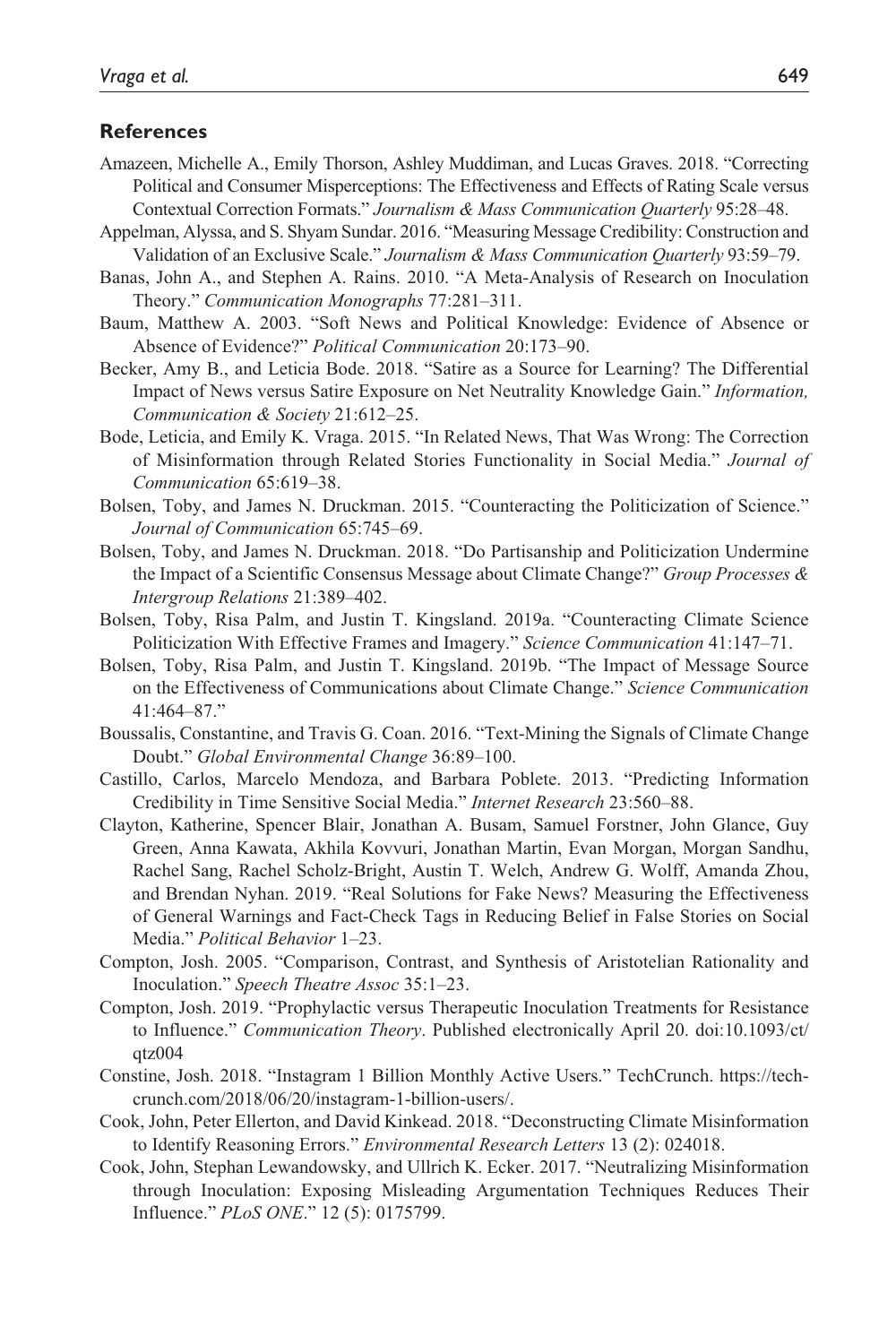## References

Amazeen, Michelle A., Emily Thorson, Ashley Muddiman, and Lucas Graves. 2018. "Correcting Political and Consumer Misperceptions: The Effectiveness and Effects of Rating Scale versus Contextual Correction Formats." *Journalism & Mass Communication Quarterly* 95:28–48.

Appelman, Alyssa, and S. Shyam Sundar. 2016. "Measuring Message Credibility: Construction and Validation of an Exclusive Scale." *Journalism & Mass Communication Quarterly* 93:59–79.

Banas, John A., and Stephen A. Rains. 2010. "A Meta-Analysis of Research on Inoculation Theory." *Communication Monographs* 77:281–311.

Baum, Matthew A. 2003. "Soft News and Political Knowledge: Evidence of Absence or Absence of Evidence?" *Political Communication* 20:173–90.

Becker, Amy B., and Leticia Bode. 2018. "Satire as a Source for Learning? The Differential Impact of News versus Satire Exposure on Net Neutrality Knowledge Gain." *Information, Communication & Society* 21:612–25.

Bode, Leticia, and Emily K. Vraga. 2015. "In Related News, That Was Wrong: The Correction of Misinformation through Related Stories Functionality in Social Media." *Journal of Communication* 65:619–38.

Bolsen, Toby, and James N. Druckman. 2015. "Counteracting the Politicization of Science." *Journal of Communication* 65:745–69.

Bolsen, Toby, and James N. Druckman. 2018. "Do Partisanship and Politicization Undermine the Impact of a Scientific Consensus Message about Climate Change?" *Group Processes & Intergroup Relations* 21:389–402.

Bolsen, Toby, Risa Palm, and Justin T. Kingsland. 2019a. "Counteracting Climate Science Politicization With Effective Frames and Imagery." *Science Communication* 41:147–71.

Bolsen, Toby, Risa Palm, and Justin T. Kingsland. 2019b. "The Impact of Message Source on the Effectiveness of Communications about Climate Change." *Science Communication* 41:464–87."

Boussalis, Constantine, and Travis G. Coan. 2016. "Text-Mining the Signals of Climate Change Doubt." *Global Environmental Change* 36:89–100.

Castillo, Carlos, Marcelo Mendoza, and Barbara Poblete. 2013. "Predicting Information Credibility in Time Sensitive Social Media." *Internet Research* 23:560–88.

Clayton, Katherine, Spencer Blair, Jonathan A. Busam, Samuel Forstner, John Glance, Guy Green, Anna Kawata, Akhila Kovvuri, Jonathan Martin, Evan Morgan, Morgan Sandhu, Rachel Sang, Rachel Scholz-Bright, Austin T. Welch, Andrew G. Wolff, Amanda Zhou, and Brendan Nyhan. 2019. "Real Solutions for Fake News? Measuring the Effectiveness of General Warnings and Fact-Check Tags in Reducing Belief in False Stories on Social Media." *Political Behavior* 1–23.

Compton, Josh. 2005. "Comparison, Contrast, and Synthesis of Aristotelian Rationality and Inoculation." *Speech Theatre Assoc* 35:1–23.

Compton, Josh. 2019. "Prophylactic versus Therapeutic Inoculation Treatments for Resistance to Influence." *Communication Theory*. Published electronically April 20. doi:10.1093/ct/qtz004

Constine, Josh. 2018. "Instagram 1 Billion Monthly Active Users." TechCrunch. https://techcrunch.com/2018/06/20/instagram-1-billion-users/.

Cook, John, Peter Ellerton, and David Kinkead. 2018. "Deconstructing Climate Misinformation to Identify Reasoning Errors." *Environmental Research Letters* 13 (2): 024018.

Cook, John, Stephan Lewandowsky, and Ullrich K. Ecker. 2017. "Neutralizing Misinformation through Inoculation: Exposing Misleading Argumentation Techniques Reduces Their Influence." *PLoS ONE*." 12 (5): 0175799.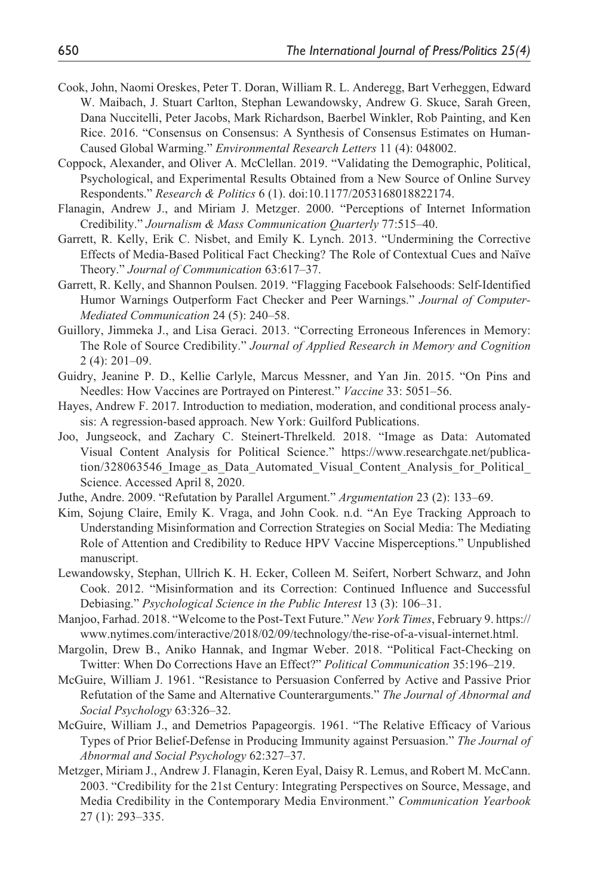Cook, John, Naomi Oreskes, Peter T. Doran, William R. L. Anderegg, Bart Verheggen, Edward W. Maibach, J. Stuart Carlton, Stephan Lewandowsky, Andrew G. Skuce, Sarah Green, Dana Nuccitelli, Peter Jacobs, Mark Richardson, Baerbel Winkler, Rob Painting, and Ken Rice. 2016. "Consensus on Consensus: A Synthesis of Consensus Estimates on Human-Caused Global Warming." *Environmental Research Letters* 11 (4): 048002.

Coppock, Alexander, and Oliver A. McClellan. 2019. "Validating the Demographic, Political, Psychological, and Experimental Results Obtained from a New Source of Online Survey Respondents." *Research & Politics* 6 (1). doi:10.1177/2053168018822174.

Flanagin, Andrew J., and Miriam J. Metzger. 2000. "Perceptions of Internet Information Credibility." *Journalism & Mass Communication Quarterly* 77:515–40.

Garrett, R. Kelly, Erik C. Nisbet, and Emily K. Lynch. 2013. "Undermining the Corrective Effects of Media-Based Political Fact Checking? The Role of Contextual Cues and Naïve Theory." *Journal of Communication* 63:617–37.

Garrett, R. Kelly, and Shannon Poulsen. 2019. "Flagging Facebook Falsehoods: Self-Identified Humor Warnings Outperform Fact Checker and Peer Warnings." *Journal of Computer-Mediated Communication* 24 (5): 240–58.

Guillory, Jimmeka J., and Lisa Geraci. 2013. "Correcting Erroneous Inferences in Memory: The Role of Source Credibility." *Journal of Applied Research in Memory and Cognition* 2 (4): 201–09.

Guidry, Jeanine P. D., Kellie Carlyle, Marcus Messner, and Yan Jin. 2015. "On Pins and Needles: How Vaccines are Portrayed on Pinterest." *Vaccine* 33: 5051–56.

Hayes, Andrew F. 2017. Introduction to mediation, moderation, and conditional process analysis: A regression-based approach. New York: Guilford Publications.

Joo, Jungseock, and Zachary C. Steinert-Threlkeld. 2018. "Image as Data: Automated Visual Content Analysis for Political Science." https://www.researchgate.net/publication/328063546_Image_as_Data_Automated_Visual_Content_Analysis_for_Political_Science. Accessed April 8, 2020.

Juthe, Andre. 2009. "Refutation by Parallel Argument." *Argumentation* 23 (2): 133–69.

Kim, Sojung Claire, Emily K. Vraga, and John Cook. n.d. "An Eye Tracking Approach to Understanding Misinformation and Correction Strategies on Social Media: The Mediating Role of Attention and Credibility to Reduce HPV Vaccine Misperceptions." Unpublished manuscript.

Lewandowsky, Stephan, Ullrich K. H. Ecker, Colleen M. Seifert, Norbert Schwarz, and John Cook. 2012. "Misinformation and its Correction: Continued Influence and Successful Debiasing." *Psychological Science in the Public Interest* 13 (3): 106–31.

Manjoo, Farhad. 2018. "Welcome to the Post-Text Future." *New York Times*, February 9. https://www.nytimes.com/interactive/2018/02/09/technology/the-rise-of-a-visual-internet.html.

Margolin, Drew B., Aniko Hannak, and Ingmar Weber. 2018. "Political Fact-Checking on Twitter: When Do Corrections Have an Effect?" *Political Communication* 35:196–219.

McGuire, William J. 1961. "Resistance to Persuasion Conferred by Active and Passive Prior Refutation of the Same and Alternative Counterarguments." *The Journal of Abnormal and Social Psychology* 63:326–32.

McGuire, William J., and Demetrios Papageorgis. 1961. "The Relative Efficacy of Various Types of Prior Belief-Defense in Producing Immunity against Persuasion." *The Journal of Abnormal and Social Psychology* 62:327–37.

Metzger, Miriam J., Andrew J. Flanagin, Keren Eyal, Daisy R. Lemus, and Robert M. McCann. 2003. "Credibility for the 21st Century: Integrating Perspectives on Source, Message, and Media Credibility in the Contemporary Media Environment." *Communication Yearbook* 27 (1): 293–335.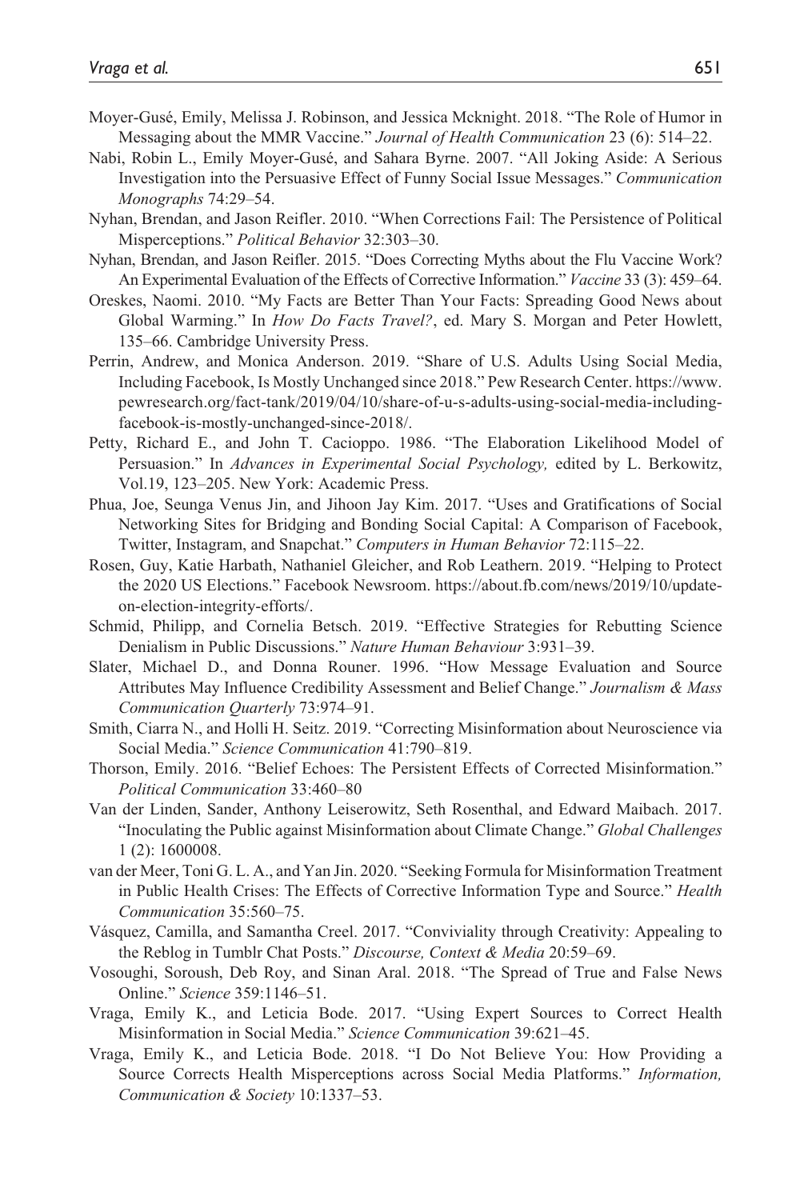Moyer-Gusé, Emily, Melissa J. Robinson, and Jessica Mcknight. 2018. "The Role of Humor in Messaging about the MMR Vaccine." *Journal of Health Communication* 23 (6): 514–22.

Nabi, Robin L., Emily Moyer-Gusé, and Sahara Byrne. 2007. "All Joking Aside: A Serious Investigation into the Persuasive Effect of Funny Social Issue Messages." *Communication Monographs* 74:29–54.

Nyhan, Brendan, and Jason Reifler. 2010. "When Corrections Fail: The Persistence of Political Misperceptions." *Political Behavior* 32:303–30.

Nyhan, Brendan, and Jason Reifler. 2015. "Does Correcting Myths about the Flu Vaccine Work? An Experimental Evaluation of the Effects of Corrective Information." *Vaccine* 33 (3): 459–64.

Oreskes, Naomi. 2010. "My Facts are Better Than Your Facts: Spreading Good News about Global Warming." In *How Do Facts Travel?*, ed. Mary S. Morgan and Peter Howlett, 135–66. Cambridge University Press.

Perrin, Andrew, and Monica Anderson. 2019. "Share of U.S. Adults Using Social Media, Including Facebook, Is Mostly Unchanged since 2018." Pew Research Center. https://www.pewresearch.org/fact-tank/2019/04/10/share-of-u-s-adults-using-social-media-including-facebook-is-mostly-unchanged-since-2018/.

Petty, Richard E., and John T. Cacioppo. 1986. "The Elaboration Likelihood Model of Persuasion." In *Advances in Experimental Social Psychology,* edited by L. Berkowitz, Vol.19, 123–205. New York: Academic Press.

Phua, Joe, Seunga Venus Jin, and Jihoon Jay Kim. 2017. "Uses and Gratifications of Social Networking Sites for Bridging and Bonding Social Capital: A Comparison of Facebook, Twitter, Instagram, and Snapchat." *Computers in Human Behavior* 72:115–22.

Rosen, Guy, Katie Harbath, Nathaniel Gleicher, and Rob Leathern. 2019. "Helping to Protect the 2020 US Elections." Facebook Newsroom. https://about.fb.com/news/2019/10/update-on-election-integrity-efforts/.

Schmid, Philipp, and Cornelia Betsch. 2019. "Effective Strategies for Rebutting Science Denialism in Public Discussions." *Nature Human Behaviour* 3:931–39.

Slater, Michael D., and Donna Rouner. 1996. "How Message Evaluation and Source Attributes May Influence Credibility Assessment and Belief Change." *Journalism & Mass Communication Quarterly* 73:974–91.

Smith, Ciarra N., and Holli H. Seitz. 2019. "Correcting Misinformation about Neuroscience via Social Media." *Science Communication* 41:790–819.

Thorson, Emily. 2016. "Belief Echoes: The Persistent Effects of Corrected Misinformation." *Political Communication* 33:460–80

Van der Linden, Sander, Anthony Leiserowitz, Seth Rosenthal, and Edward Maibach. 2017. "Inoculating the Public against Misinformation about Climate Change." *Global Challenges* 1 (2): 1600008.

van der Meer, Toni G. L. A., and Yan Jin. 2020. "Seeking Formula for Misinformation Treatment in Public Health Crises: The Effects of Corrective Information Type and Source." *Health Communication* 35:560–75.

Vásquez, Camilla, and Samantha Creel. 2017. "Conviviality through Creativity: Appealing to the Reblog in Tumblr Chat Posts." *Discourse, Context & Media* 20:59–69.

Vosoughi, Soroush, Deb Roy, and Sinan Aral. 2018. "The Spread of True and False News Online." *Science* 359:1146–51.

Vraga, Emily K., and Leticia Bode. 2017. "Using Expert Sources to Correct Health Misinformation in Social Media." *Science Communication* 39:621–45.

Vraga, Emily K., and Leticia Bode. 2018. "I Do Not Believe You: How Providing a Source Corrects Health Misperceptions across Social Media Platforms." *Information, Communication & Society* 10:1337–53.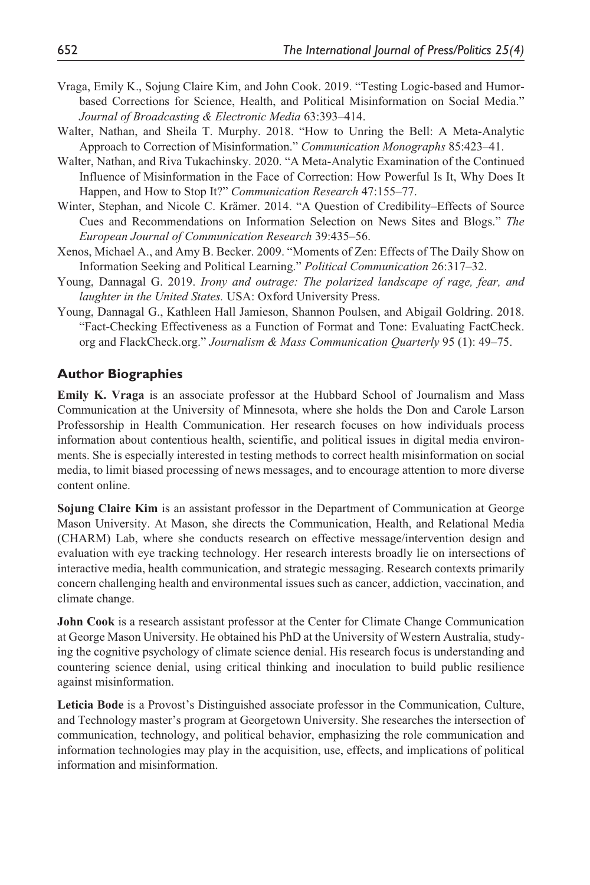Vraga, Emily K., Sojung Claire Kim, and John Cook. 2019. "Testing Logic-based and Humor-based Corrections for Science, Health, and Political Misinformation on Social Media." *Journal of Broadcasting & Electronic Media* 63:393–414.

Walter, Nathan, and Sheila T. Murphy. 2018. "How to Unring the Bell: A Meta-Analytic Approach to Correction of Misinformation." *Communication Monographs* 85:423–41.

Walter, Nathan, and Riva Tukachinsky. 2020. "A Meta-Analytic Examination of the Continued Influence of Misinformation in the Face of Correction: How Powerful Is It, Why Does It Happen, and How to Stop It?" *Communication Research* 47:155–77.

Winter, Stephan, and Nicole C. Krämer. 2014. "A Question of Credibility–Effects of Source Cues and Recommendations on Information Selection on News Sites and Blogs." *The European Journal of Communication Research* 39:435–56.

Xenos, Michael A., and Amy B. Becker. 2009. "Moments of Zen: Effects of The Daily Show on Information Seeking and Political Learning." *Political Communication* 26:317–32.

Young, Dannagal G. 2019. *Irony and outrage: The polarized landscape of rage, fear, and laughter in the United States.* USA: Oxford University Press.

Young, Dannagal G., Kathleen Hall Jamieson, Shannon Poulsen, and Abigail Goldring. 2018. "Fact-Checking Effectiveness as a Function of Format and Tone: Evaluating FactCheck.org and FlackCheck.org." *Journalism & Mass Communication Quarterly* 95 (1): 49–75.

## Author Biographies

**Emily K. Vraga** is an associate professor at the Hubbard School of Journalism and Mass Communication at the University of Minnesota, where she holds the Don and Carole Larson Professorship in Health Communication. Her research focuses on how individuals process information about contentious health, scientific, and political issues in digital media environments. She is especially interested in testing methods to correct health misinformation on social media, to limit biased processing of news messages, and to encourage attention to more diverse content online.

**Sojung Claire Kim** is an assistant professor in the Department of Communication at George Mason University. At Mason, she directs the Communication, Health, and Relational Media (CHARM) Lab, where she conducts research on effective message/intervention design and evaluation with eye tracking technology. Her research interests broadly lie on intersections of interactive media, health communication, and strategic messaging. Research contexts primarily concern challenging health and environmental issues such as cancer, addiction, vaccination, and climate change.

**John Cook** is a research assistant professor at the Center for Climate Change Communication at George Mason University. He obtained his PhD at the University of Western Australia, studying the cognitive psychology of climate science denial. His research focus is understanding and countering science denial, using critical thinking and inoculation to build public resilience against misinformation.

**Leticia Bode** is a Provost's Distinguished associate professor in the Communication, Culture, and Technology master's program at Georgetown University. She researches the intersection of communication, technology, and political behavior, emphasizing the role communication and information technologies may play in the acquisition, use, effects, and implications of political information and misinformation.